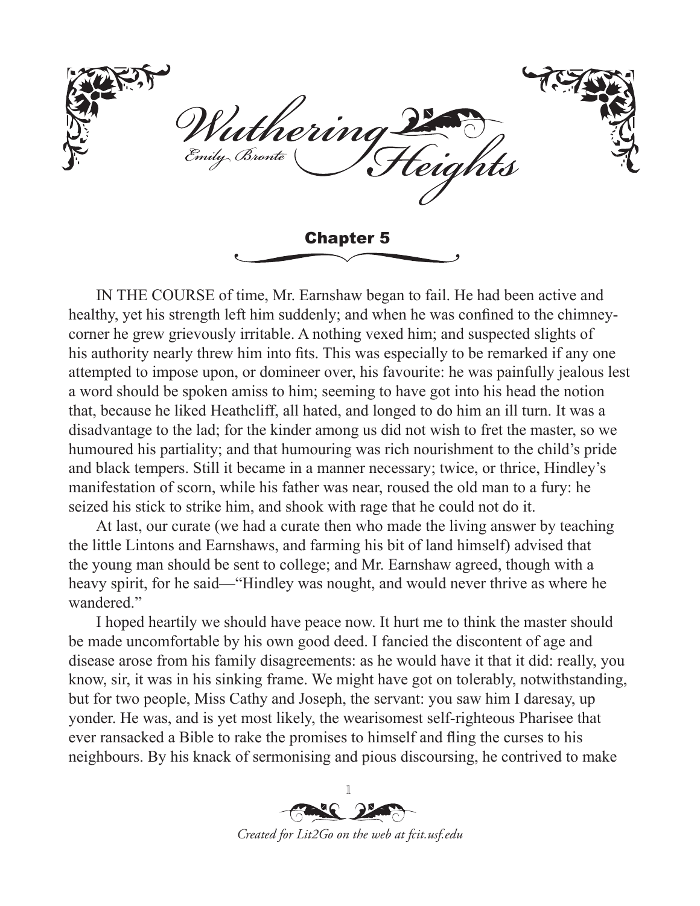# Wuthering Heights

Emily Brontë

## Chapter 5

IN THE COURSE of time, Mr. Earnshaw began to fail. He had been active and healthy, yet his strength left him suddenly; and when he was confined to the chimney-corner he grew grievously irritable. A nothing vexed him; and suspected slights of his authority nearly threw him into fits. This was especially to be remarked if any one attempted to impose upon, or domineer over, his favourite: he was painfully jealous lest a word should be spoken amiss to him; seeming to have got into his head the notion that, because he liked Heathcliff, all hated, and longed to do him an ill turn. It was a disadvantage to the lad; for the kinder among us did not wish to fret the master, so we humoured his partiality; and that humouring was rich nourishment to the child's pride and black tempers. Still it became in a manner necessary; twice, or thrice, Hindley's manifestation of scorn, while his father was near, roused the old man to a fury: he seized his stick to strike him, and shook with rage that he could not do it.

At last, our curate (we had a curate then who made the living answer by teaching the little Lintons and Earnshaws, and farming his bit of land himself) advised that the young man should be sent to college; and Mr. Earnshaw agreed, though with a heavy spirit, for he said—"Hindley was nought, and would never thrive as where he wandered."

I hoped heartily we should have peace now. It hurt me to think the master should be made uncomfortable by his own good deed. I fancied the discontent of age and disease arose from his family disagreements: as he would have it that it did: really, you know, sir, it was in his sinking frame. We might have got on tolerably, notwithstanding, but for two people, Miss Cathy and Joseph, the servant: you saw him I daresay, up yonder. He was, and is yet most likely, the wearisomest self-righteous Pharisee that ever ransacked a Bible to rake the promises to himself and fling the curses to his neighbours. By his knack of sermonising and pious discoursing, he contrived to make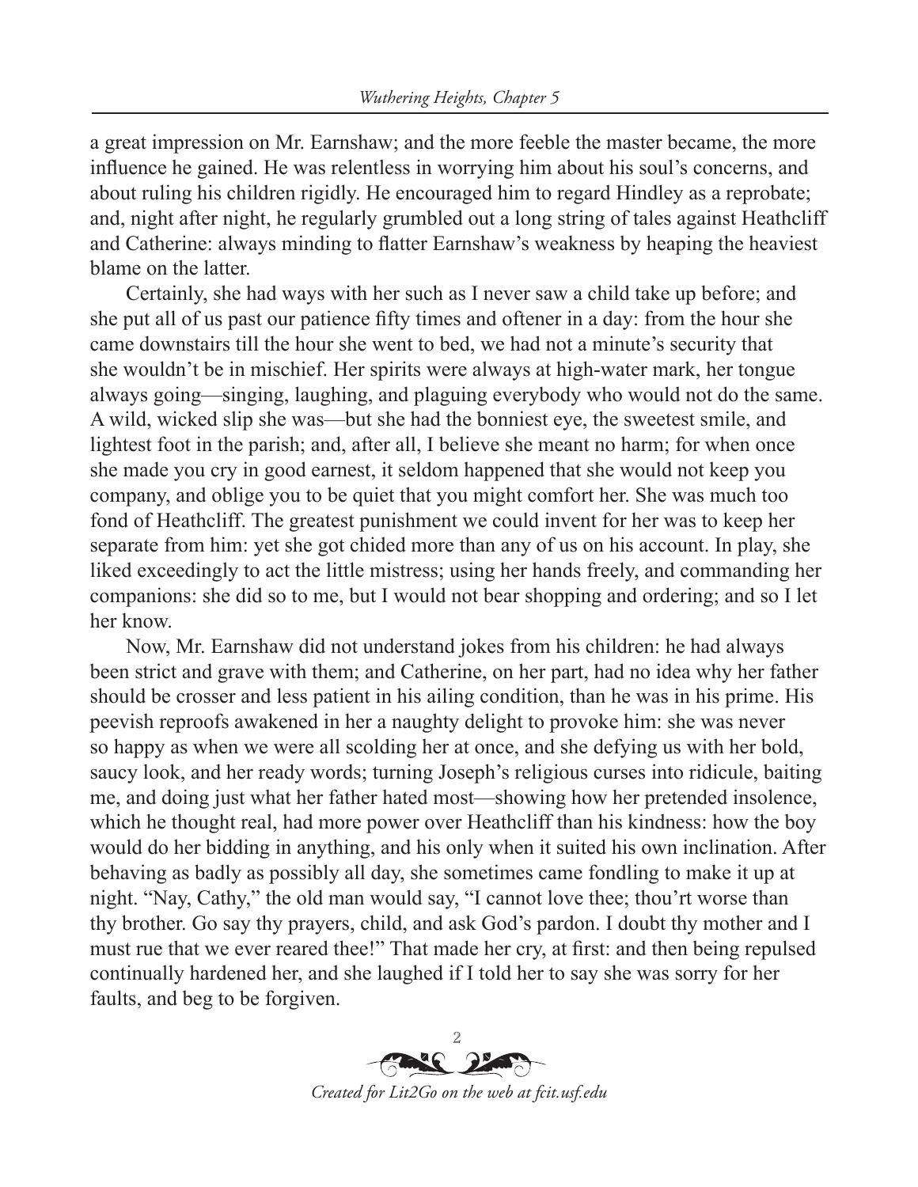a great impression on Mr. Earnshaw; and the more feeble the master became, the more influence he gained. He was relentless in worrying him about his soul's concerns, and about ruling his children rigidly. He encouraged him to regard Hindley as a reprobate; and, night after night, he regularly grumbled out a long string of tales against Heathcliff and Catherine: always minding to flatter Earnshaw's weakness by heaping the heaviest blame on the latter.

Certainly, she had ways with her such as I never saw a child take up before; and she put all of us past our patience fifty times and oftener in a day: from the hour she came downstairs till the hour she went to bed, we had not a minute's security that she wouldn't be in mischief. Her spirits were always at high-water mark, her tongue always going—singing, laughing, and plaguing everybody who would not do the same. A wild, wicked slip she was—but she had the bonniest eye, the sweetest smile, and lightest foot in the parish; and, after all, I believe she meant no harm; for when once she made you cry in good earnest, it seldom happened that she would not keep you company, and oblige you to be quiet that you might comfort her. She was much too fond of Heathcliff. The greatest punishment we could invent for her was to keep her separate from him: yet she got chided more than any of us on his account. In play, she liked exceedingly to act the little mistress; using her hands freely, and commanding her companions: she did so to me, but I would not bear shopping and ordering; and so I let her know.

Now, Mr. Earnshaw did not understand jokes from his children: he had always been strict and grave with them; and Catherine, on her part, had no idea why her father should be crosser and less patient in his ailing condition, than he was in his prime. His peevish reproofs awakened in her a naughty delight to provoke him: she was never so happy as when we were all scolding her at once, and she defying us with her bold, saucy look, and her ready words; turning Joseph's religious curses into ridicule, baiting me, and doing just what her father hated most—showing how her pretended insolence, which he thought real, had more power over Heathcliff than his kindness: how the boy would do her bidding in anything, and his only when it suited his own inclination. After behaving as badly as possibly all day, she sometimes came fondling to make it up at night. "Nay, Cathy," the old man would say, "I cannot love thee; thou'rt worse than thy brother. Go say thy prayers, child, and ask God's pardon. I doubt thy mother and I must rue that we ever reared thee!" That made her cry, at first: and then being repulsed continually hardened her, and she laughed if I told her to say she was sorry for her faults, and beg to be forgiven.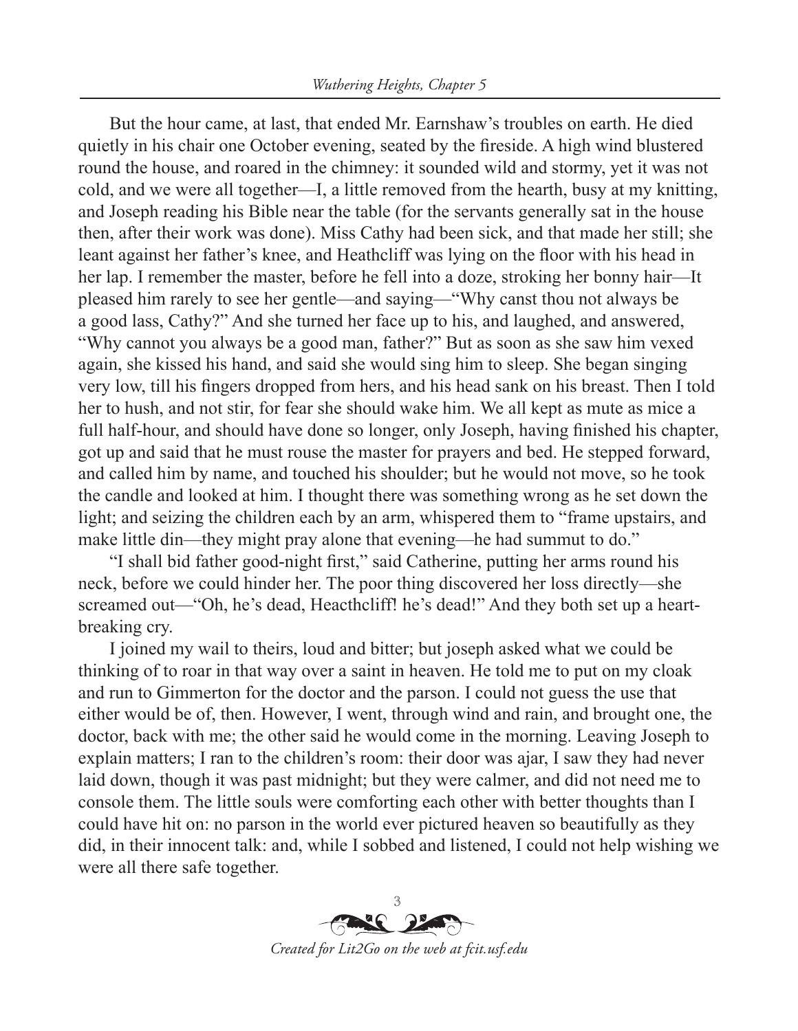But the hour came, at last, that ended Mr. Earnshaw's troubles on earth. He died quietly in his chair one October evening, seated by the fireside. A high wind blustered round the house, and roared in the chimney: it sounded wild and stormy, yet it was not cold, and we were all together—I, a little removed from the hearth, busy at my knitting, and Joseph reading his Bible near the table (for the servants generally sat in the house then, after their work was done). Miss Cathy had been sick, and that made her still; she leant against her father's knee, and Heathcliff was lying on the floor with his head in her lap. I remember the master, before he fell into a doze, stroking her bonny hair—It pleased him rarely to see her gentle—and saying—"Why canst thou not always be a good lass, Cathy?" And she turned her face up to his, and laughed, and answered, "Why cannot you always be a good man, father?" But as soon as she saw him vexed again, she kissed his hand, and said she would sing him to sleep. She began singing very low, till his fingers dropped from hers, and his head sank on his breast. Then I told her to hush, and not stir, for fear she should wake him. We all kept as mute as mice a full half-hour, and should have done so longer, only Joseph, having finished his chapter, got up and said that he must rouse the master for prayers and bed. He stepped forward, and called him by name, and touched his shoulder; but he would not move, so he took the candle and looked at him. I thought there was something wrong as he set down the light; and seizing the children each by an arm, whispered them to "frame upstairs, and make little din—they might pray alone that evening—he had summut to do."

"I shall bid father good-night first," said Catherine, putting her arms round his neck, before we could hinder her. The poor thing discovered her loss directly—she screamed out—"Oh, he's dead, Heacthcliff! he's dead!" And they both set up a heart-breaking cry.

I joined my wail to theirs, loud and bitter; but joseph asked what we could be thinking of to roar in that way over a saint in heaven. He told me to put on my cloak and run to Gimmerton for the doctor and the parson. I could not guess the use that either would be of, then. However, I went, through wind and rain, and brought one, the doctor, back with me; the other said he would come in the morning. Leaving Joseph to explain matters; I ran to the children's room: their door was ajar, I saw they had never laid down, though it was past midnight; but they were calmer, and did not need me to console them. The little souls were comforting each other with better thoughts than I could have hit on: no parson in the world ever pictured heaven so beautifully as they did, in their innocent talk: and, while I sobbed and listened, I could not help wishing we were all there safe together.